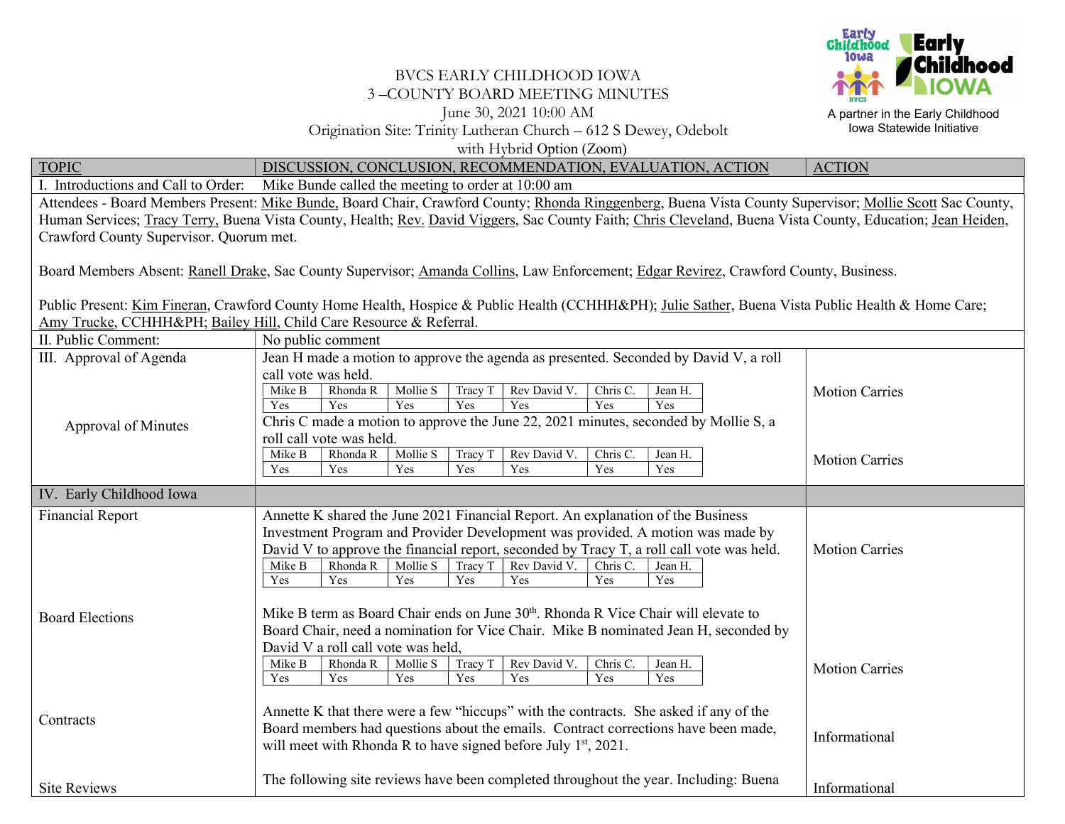BVCS EARLY CHILDHOOD IOWA
3 –COUNTY BOARD MEETING MINUTES
June 30, 2021 10:00 AM
Origination Site: Trinity Lutheran Church – 612 S Dewey, Odebolt
with Hybrid Option (Zoom)

A partner in the Early Childhood Iowa Statewide Initiative

| TOPIC | DISCUSSION, CONCLUSION, RECOMMENDATION, EVALUATION, ACTION | ACTION |
|---|---|---|
| I. Introductions and Call to Order: | Mike Bunde called the meeting to order at 10:00 am | |

Attendees - Board Members Present: Mike Bunde, Board Chair, Crawford County; Rhonda Ringgenberg, Buena Vista County Supervisor; Mollie Scott Sac County, Human Services; Tracy Terry, Buena Vista County, Health; Rev. David Viggers, Sac County Faith; Chris Cleveland, Buena Vista County, Education; Jean Heiden, Crawford County Supervisor. Quorum met.

Board Members Absent: Ranell Drake, Sac County Supervisor; Amanda Collins, Law Enforcement; Edgar Revirez, Crawford County, Business.

Public Present: Kim Fineran, Crawford County Home Health, Hospice & Public Health (CCHHH&PH); Julie Sather, Buena Vista Public Health & Home Care; Amy Trucke, CCHHH&PH; Bailey Hill, Child Care Resource & Referral.

| TOPIC | DISCUSSION, CONCLUSION, RECOMMENDATION, EVALUATION, ACTION | ACTION |
|---|---|---|
| II. Public Comment: | No public comment | |
| III. Approval of Agenda | Jean H made a motion to approve the agenda as presented. Seconded by David V, a roll call vote was held. Mike B: Yes; Rhonda R: Yes; Mollie S: Yes; Tracy T: Yes; Rev David V.: Yes; Chris C.: Yes; Jean H.: Yes | Motion Carries |
| Approval of Minutes | Chris C made a motion to approve the June 22, 2021 minutes, seconded by Mollie S, a roll call vote was held. Mike B: Yes; Rhonda R: Yes; Mollie S: Yes; Tracy T: Yes; Rev David V.: Yes; Chris C.: Yes; Jean H.: Yes | Motion Carries |
| IV. Early Childhood Iowa | | |
| Financial Report | Annette K shared the June 2021 Financial Report. An explanation of the Business Investment Program and Provider Development was provided. A motion was made by David V to approve the financial report, seconded by Tracy T, a roll call vote was held. Mike B: Yes; Rhonda R: Yes; Mollie S: Yes; Tracy T: Yes; Rev David V.: Yes; Chris C.: Yes; Jean H.: Yes | Motion Carries |
| Board Elections | Mike B term as Board Chair ends on June 30th. Rhonda R Vice Chair will elevate to Board Chair, need a nomination for Vice Chair. Mike B nominated Jean H, seconded by David V a roll call vote was held, Mike B: Yes; Rhonda R: Yes; Mollie S: Yes; Tracy T: Yes; Rev David V.: Yes; Chris C.: Yes; Jean H.: Yes | Motion Carries |
| Contracts | Annette K that there were a few "hiccups" with the contracts. She asked if any of the Board members had questions about the emails. Contract corrections have been made, will meet with Rhonda R to have signed before July 1st, 2021. | Informational |
| Site Reviews | The following site reviews have been completed throughout the year. Including: Buena | Informational |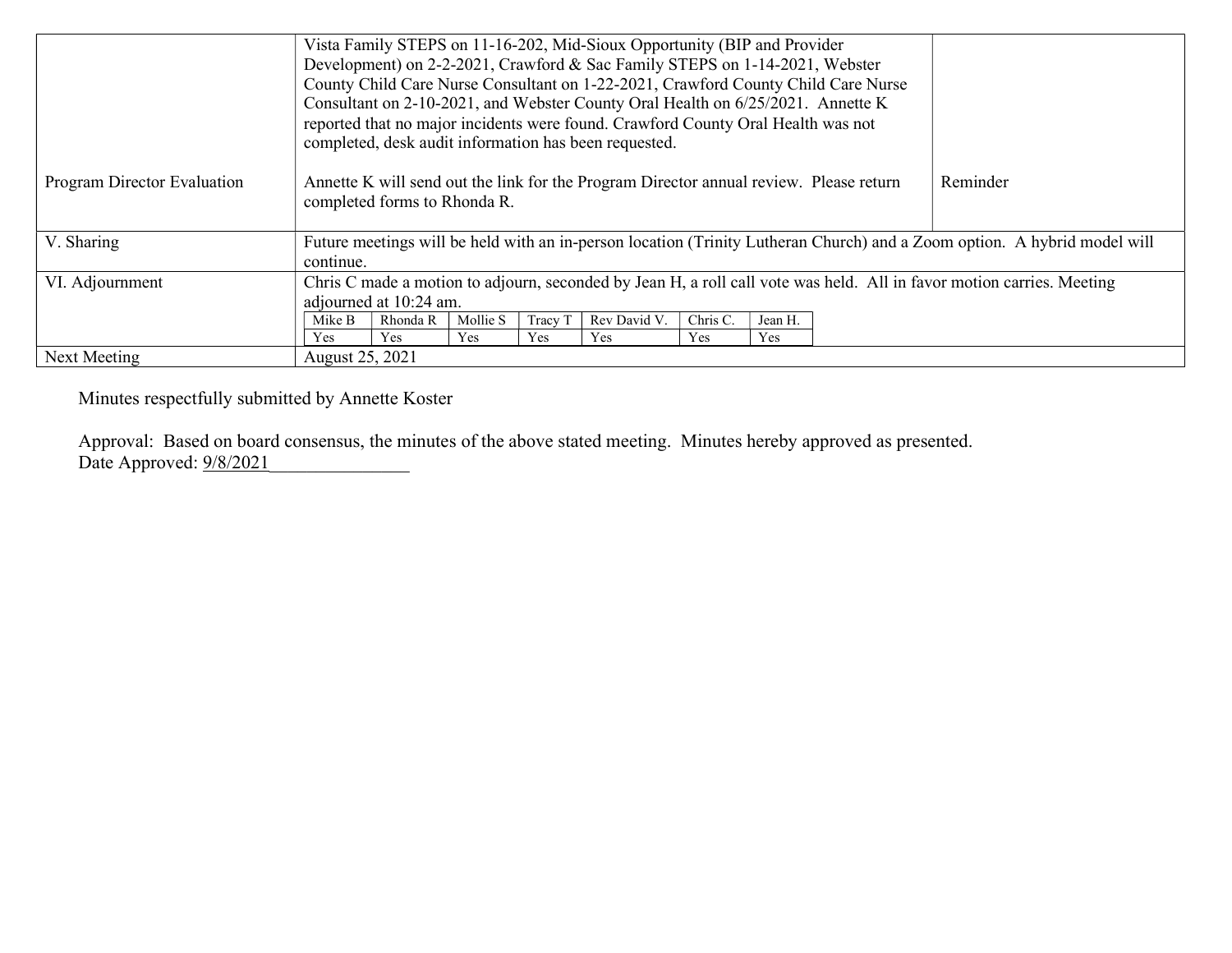| | | |
|---|---|---|
| | Vista Family STEPS on 11-16-202, Mid-Sioux Opportunity (BIP and Provider Development) on 2-2-2021, Crawford & Sac Family STEPS on 1-14-2021, Webster County Child Care Nurse Consultant on 1-22-2021, Crawford County Child Care Nurse Consultant on 2-10-2021, and Webster County Oral Health on 6/25/2021. Annette K reported that no major incidents were found. Crawford County Oral Health was not completed, desk audit information has been requested. | |
| Program Director Evaluation | Annette K will send out the link for the Program Director annual review. Please return completed forms to Rhonda R. | Reminder |
| V. Sharing | Future meetings will be held with an in-person location (Trinity Lutheran Church) and a Zoom option. A hybrid model will continue. | |
| VI. Adjournment | Chris C made a motion to adjourn, seconded by Jean H, a roll call vote was held. All in favor motion carries. Meeting adjourned at 10:24 am. Mike B: Yes; Rhonda R: Yes; Mollie S: Yes; Tracy T: Yes; Rev David V.: Yes; Chris C.: Yes; Jean H.: Yes | |
| Next Meeting | August 25, 2021 | |

Minutes respectfully submitted by Annette Koster

Approval: Based on board consensus, the minutes of the above stated meeting. Minutes hereby approved as presented.
Date Approved: 9/8/2021_______________